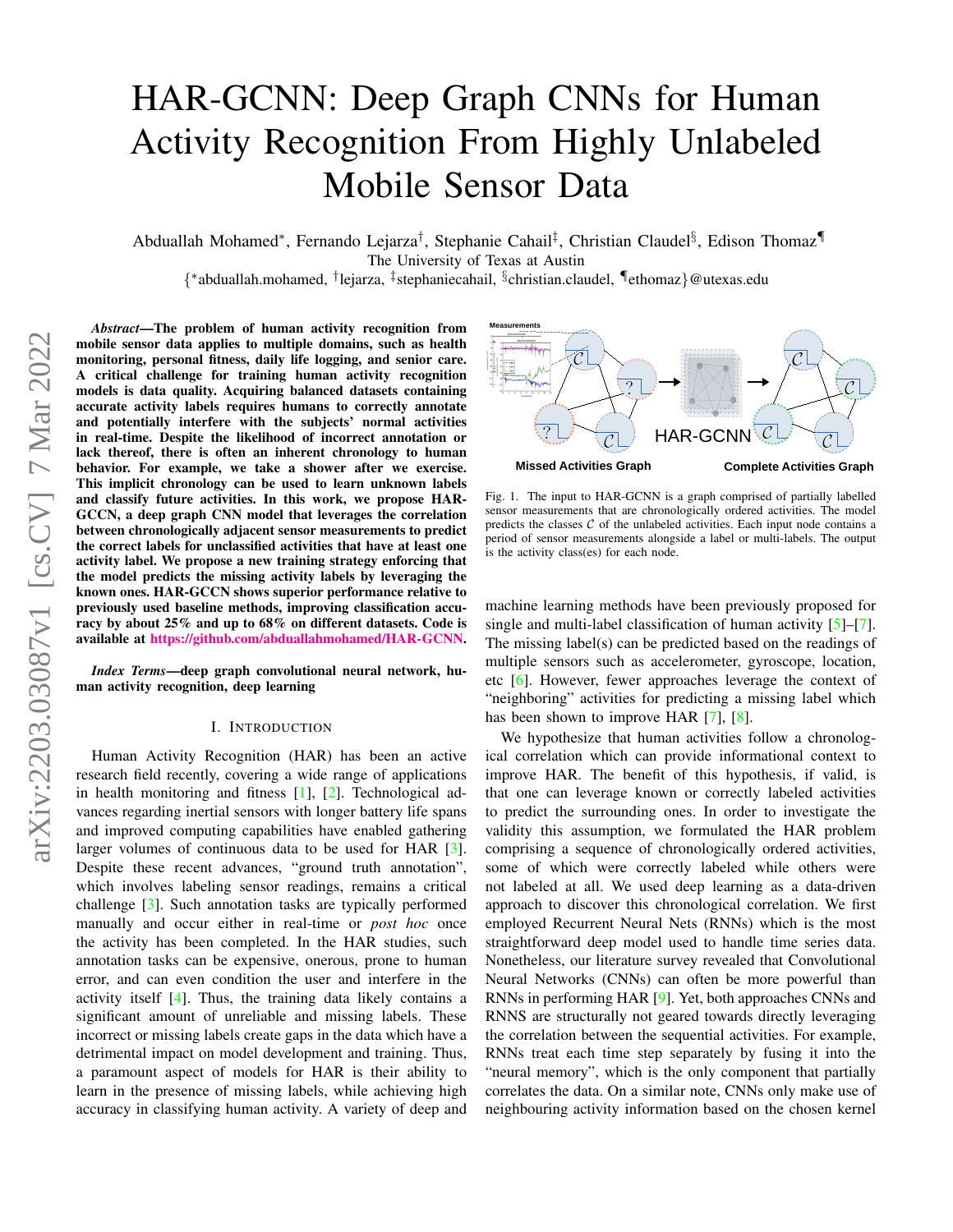# HAR-GCNN: Deep Graph CNNs for Human Activity Recognition From Highly Unlabeled Mobile Sensor Data

Abduallah Mohamed*, Fernando Lejarza†, Stephanie Cahail‡, Christian Claudel§, Edison Thomaz¶
The University of Texas at Austin
{*abduallah.mohamed, †lejarza, ‡stephaniecahail, §christian.claudel, ¶ethomaz}@utexas.edu

***Abstract*—The problem of human activity recognition from mobile sensor data applies to multiple domains, such as health monitoring, personal fitness, daily life logging, and senior care. A critical challenge for training human activity recognition models is data quality. Acquiring balanced datasets containing accurate activity labels requires humans to correctly annotate and potentially interfere with the subjects' normal activities in real-time. Despite the likelihood of incorrect annotation or lack thereof, there is often an inherent chronology to human behavior. For example, we take a shower after we exercise. This implicit chronology can be used to learn unknown labels and classify future activities. In this work, we propose HAR-GCCN, a deep graph CNN model that leverages the correlation between chronologically adjacent sensor measurements to predict the correct labels for unclassified activities that have at least one activity label. We propose a new training strategy enforcing that the model predicts the missing activity labels by leveraging the known ones. HAR-GCCN shows superior performance relative to previously used baseline methods, improving classification accuracy by about 25% and up to 68% on different datasets. Code is available at https://github.com/abduallahmohamed/HAR-GCNN.**

***Index Terms*—deep graph convolutional neural network, human activity recognition, deep learning**

## I. Introduction

Human Activity Recognition (HAR) has been an active research field recently, covering a wide range of applications in health monitoring and fitness [1], [2]. Technological advances regarding inertial sensors with longer battery life spans and improved computing capabilities have enabled gathering larger volumes of continuous data to be used for HAR [3]. Despite these recent advances, "ground truth annotation", which involves labeling sensor readings, remains a critical challenge [3]. Such annotation tasks are typically performed manually and occur either in real-time or *post hoc* once the activity has been completed. In the HAR studies, such annotation tasks can be expensive, onerous, prone to human error, and can even condition the user and interfere in the activity itself [4]. Thus, the training data likely contains a significant amount of unreliable and missing labels. These incorrect or missing labels create gaps in the data which have a detrimental impact on model development and training. Thus, a paramount aspect of models for HAR is their ability to learn in the presence of missing labels, while achieving high accuracy in classifying human activity. A variety of deep and

Fig. 1. The input to HAR-GCNN is a graph comprised of partially labelled sensor measurements that are chronologically ordered activities. The model predicts the classes $\mathcal{C}$ of the unlabeled activities. Each input node contains a period of sensor measurements alongside a label or multi-labels. The output is the activity class(es) for each node.

machine learning methods have been previously proposed for single and multi-label classification of human activity [5]–[7]. The missing label(s) can be predicted based on the readings of multiple sensors such as accelerometer, gyroscope, location, etc [6]. However, fewer approaches leverage the context of "neighboring" activities for predicting a missing label which has been shown to improve HAR [7], [8].

We hypothesize that human activities follow a chronological correlation which can provide informational context to improve HAR. The benefit of this hypothesis, if valid, is that one can leverage known or correctly labeled activities to predict the surrounding ones. In order to investigate the validity this assumption, we formulated the HAR problem comprising a sequence of chronologically ordered activities, some of which were correctly labeled while others were not labeled at all. We used deep learning as a data-driven approach to discover this chronological correlation. We first employed Recurrent Neural Nets (RNNs) which is the most straightforward deep model used to handle time series data. Nonetheless, our literature survey revealed that Convolutional Neural Networks (CNNs) can often be more powerful than RNNs in performing HAR [9]. Yet, both approaches CNNs and RNNS are structurally not geared towards directly leveraging the correlation between the sequential activities. For example, RNNs treat each time step separately by fusing it into the "neural memory", which is the only component that partially correlates the data. On a similar note, CNNs only make use of neighbouring activity information based on the chosen kernel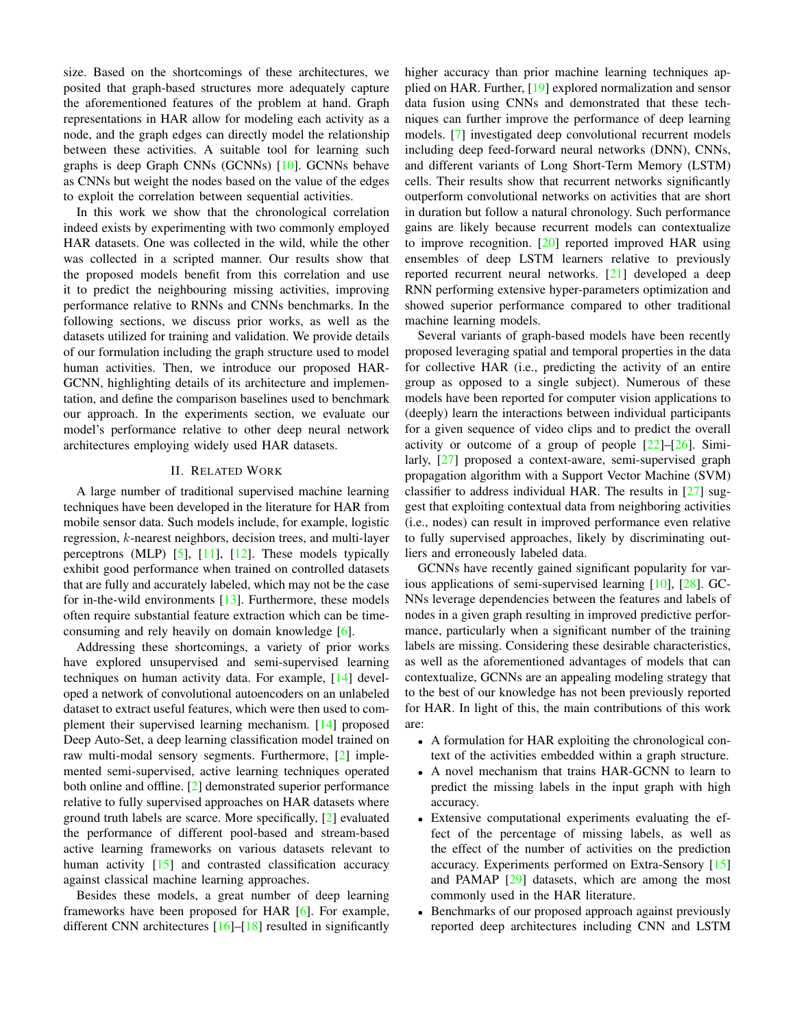size. Based on the shortcomings of these architectures, we posited that graph-based structures more adequately capture the aforementioned features of the problem at hand. Graph representations in HAR allow for modeling each activity as a node, and the graph edges can directly model the relationship between these activities. A suitable tool for learning such graphs is deep Graph CNNs (GCNNs) [10]. GCNNs behave as CNNs but weight the nodes based on the value of the edges to exploit the correlation between sequential activities.

In this work we show that the chronological correlation indeed exists by experimenting with two commonly employed HAR datasets. One was collected in the wild, while the other was collected in a scripted manner. Our results show that the proposed models benefit from this correlation and use it to predict the neighbouring missing activities, improving performance relative to RNNs and CNNs benchmarks. In the following sections, we discuss prior works, as well as the datasets utilized for training and validation. We provide details of our formulation including the graph structure used to model human activities. Then, we introduce our proposed HAR-GCNN, highlighting details of its architecture and implementation, and define the comparison baselines used to benchmark our approach. In the experiments section, we evaluate our model's performance relative to other deep neural network architectures employing widely used HAR datasets.

## II. Related Work

A large number of traditional supervised machine learning techniques have been developed in the literature for HAR from mobile sensor data. Such models include, for example, logistic regression, $k$-nearest neighbors, decision trees, and multi-layer perceptrons (MLP) [5], [11], [12]. These models typically exhibit good performance when trained on controlled datasets that are fully and accurately labeled, which may not be the case for in-the-wild environments [13]. Furthermore, these models often require substantial feature extraction which can be time-consuming and rely heavily on domain knowledge [6].

Addressing these shortcomings, a variety of prior works have explored unsupervised and semi-supervised learning techniques on human activity data. For example, [14] developed a network of convolutional autoencoders on an unlabeled dataset to extract useful features, which were then used to complement their supervised learning mechanism. [14] proposed Deep Auto-Set, a deep learning classification model trained on raw multi-modal sensory segments. Furthermore, [2] implemented semi-supervised, active learning techniques operated both online and offline. [2] demonstrated superior performance relative to fully supervised approaches on HAR datasets where ground truth labels are scarce. More specifically, [2] evaluated the performance of different pool-based and stream-based active learning frameworks on various datasets relevant to human activity [15] and contrasted classification accuracy against classical machine learning approaches.

Besides these models, a great number of deep learning frameworks have been proposed for HAR [6]. For example, different CNN architectures [16]–[18] resulted in significantly higher accuracy than prior machine learning techniques applied on HAR. Further, [19] explored normalization and sensor data fusion using CNNs and demonstrated that these techniques can further improve the performance of deep learning models. [7] investigated deep convolutional recurrent models including deep feed-forward neural networks (DNN), CNNs, and different variants of Long Short-Term Memory (LSTM) cells. Their results show that recurrent networks significantly outperform convolutional networks on activities that are short in duration but follow a natural chronology. Such performance gains are likely because recurrent models can contextualize to improve recognition. [20] reported improved HAR using ensembles of deep LSTM learners relative to previously reported recurrent neural networks. [21] developed a deep RNN performing extensive hyper-parameters optimization and showed superior performance compared to other traditional machine learning models.

Several variants of graph-based models have been recently proposed leveraging spatial and temporal properties in the data for collective HAR (i.e., predicting the activity of an entire group as opposed to a single subject). Numerous of these models have been reported for computer vision applications to (deeply) learn the interactions between individual participants for a given sequence of video clips and to predict the overall activity or outcome of a group of people [22]–[26]. Similarly, [27] proposed a context-aware, semi-supervised graph propagation algorithm with a Support Vector Machine (SVM) classifier to address individual HAR. The results in [27] suggest that exploiting contextual data from neighboring activities (i.e., nodes) can result in improved performance even relative to fully supervised approaches, likely by discriminating outliers and erroneously labeled data.

GCNNs have recently gained significant popularity for various applications of semi-supervised learning [10], [28]. GCNNs leverage dependencies between the features and labels of nodes in a given graph resulting in improved predictive performance, particularly when a significant number of the training labels are missing. Considering these desirable characteristics, as well as the aforementioned advantages of models that can contextualize, GCNNs are an appealing modeling strategy that to the best of our knowledge has not been previously reported for HAR. In light of this, the main contributions of this work are:

- A formulation for HAR exploiting the chronological context of the activities embedded within a graph structure.
- A novel mechanism that trains HAR-GCNN to learn to predict the missing labels in the input graph with high accuracy.
- Extensive computational experiments evaluating the effect of the percentage of missing labels, as well as the effect of the number of activities on the prediction accuracy. Experiments performed on Extra-Sensory [15] and PAMAP [29] datasets, which are among the most commonly used in the HAR literature.
- Benchmarks of our proposed approach against previously reported deep architectures including CNN and LSTM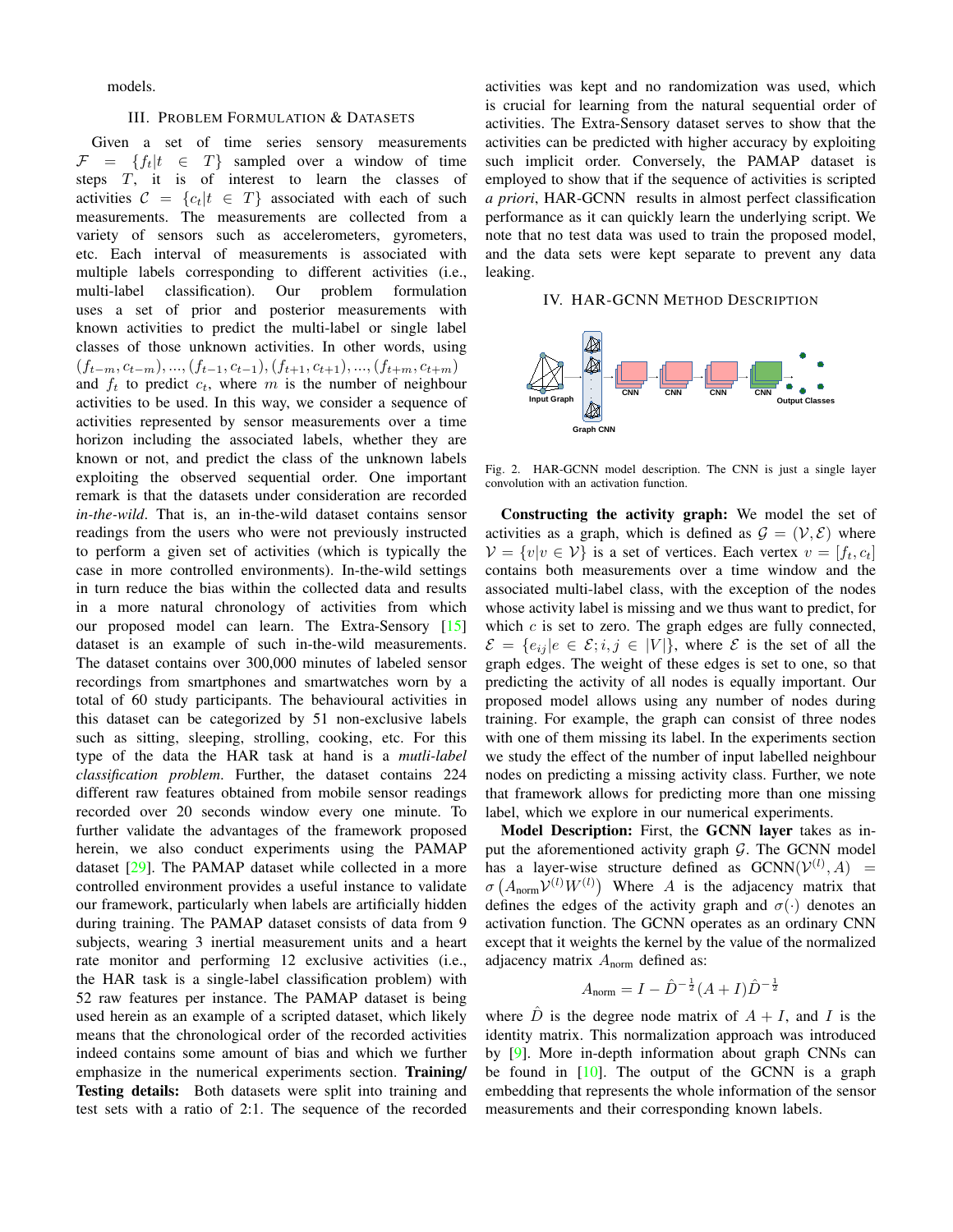models.

## III. Problem Formulation & Datasets

Given a set of time series sensory measurements $\mathcal{F} = \{f_t | t \in T\}$ sampled over a window of time steps $T$, it is of interest to learn the classes of activities $\mathcal{C} = \{c_t | t \in T\}$ associated with each of such measurements. The measurements are collected from a variety of sensors such as accelerometers, gyrometers, etc. Each interval of measurements is associated with multiple labels corresponding to different activities (i.e., multi-label classification). Our problem formulation uses a set of prior and posterior measurements with known activities to predict the multi-label or single label classes of those unknown activities. In other words, using $(f_{t-m}, c_{t-m}), ..., (f_{t-1}, c_{t-1}), (f_{t+1}, c_{t+1}), ..., (f_{t+m}, c_{t+m})$ and $f_t$ to predict $c_t$, where $m$ is the number of neighbour activities to be used. In this way, we consider a sequence of activities represented by sensor measurements over a time horizon including the associated labels, whether they are known or not, and predict the class of the unknown labels exploiting the observed sequential order. One important remark is that the datasets under consideration are recorded *in-the-wild*. That is, an in-the-wild dataset contains sensor readings from the users who were not previously instructed to perform a given set of activities (which is typically the case in more controlled environments). In-the-wild settings in turn reduce the bias within the collected data and results in a more natural chronology of activities from which our proposed model can learn. The Extra-Sensory [15] dataset is an example of such in-the-wild measurements. The dataset contains over 300,000 minutes of labeled sensor recordings from smartphones and smartwatches worn by a total of 60 study participants. The behavioural activities in this dataset can be categorized by 51 non-exclusive labels such as sitting, sleeping, strolling, cooking, etc. For this type of the data the HAR task at hand is a *mutli-label classification problem*. Further, the dataset contains 224 different raw features obtained from mobile sensor readings recorded over 20 seconds window every one minute. To further validate the advantages of the framework proposed herein, we also conduct experiments using the PAMAP dataset [29]. The PAMAP dataset while collected in a more controlled environment provides a useful instance to validate our framework, particularly when labels are artificially hidden during training. The PAMAP dataset consists of data from 9 subjects, wearing 3 inertial measurement units and a heart rate monitor and performing 12 exclusive activities (i.e., the HAR task is a single-label classification problem) with 52 raw features per instance. The PAMAP dataset is being used herein as an example of a scripted dataset, which likely means that the chronological order of the recorded activities indeed contains some amount of bias and which we further emphasize in the numerical experiments section. **Training/ Testing details:** Both datasets were split into training and test sets with a ratio of 2:1. The sequence of the recorded activities was kept and no randomization was used, which is crucial for learning from the natural sequential order of activities. The Extra-Sensory dataset serves to show that the activities can be predicted with higher accuracy by exploiting such implicit order. Conversely, the PAMAP dataset is employed to show that if the sequence of activities is scripted *a priori*, HAR-GCNN results in almost perfect classification performance as it can quickly learn the underlying script. We note that no test data was used to train the proposed model, and the data sets were kept separate to prevent any data leaking.

## IV. HAR-GCNN Method Description

Fig. 2. HAR-GCNN model description. The CNN is just a single layer convolution with an activation function.

**Constructing the activity graph:** We model the set of activities as a graph, which is defined as $\mathcal{G} = (\mathcal{V}, \mathcal{E})$ where $\mathcal{V} = \{v | v \in \mathcal{V}\}$ is a set of vertices. Each vertex $v = [f_t, c_t]$ contains both measurements over a time window and the associated multi-label class, with the exception of the nodes whose activity label is missing and we thus want to predict, for which $c$ is set to zero. The graph edges are fully connected, $\mathcal{E} = \{e_{ij} | e \in \mathcal{E}; i, j \in |V|\}$, where $\mathcal{E}$ is the set of all the graph edges. The weight of these edges is set to one, so that predicting the activity of all nodes is equally important. Our proposed model allows using any number of nodes during training. For example, the graph can consist of three nodes with one of them missing its label. In the experiments section we study the effect of the number of input labelled neighbour nodes on predicting a missing activity class. Further, we note that framework allows for predicting more than one missing label, which we explore in our numerical experiments.

**Model Description:** First, the **GCNN layer** takes as input the aforementioned activity graph $\mathcal{G}$. The GCNN model has a layer-wise structure defined as $\text{GCNN}(\mathcal{V}^{(l)}, A) = \sigma\left(A_{\text{norm}} \mathcal{V}^{(l)} W^{(l)}\right)$ Where $A$ is the adjacency matrix that defines the edges of the activity graph and $\sigma(\cdot)$ denotes an activation function. The GCNN operates as an ordinary CNN except that it weights the kernel by the value of the normalized adjacency matrix $A_{\text{norm}}$ defined as:

$$A_{\text{norm}} = I - \hat{D}^{-\frac{1}{2}}(A + I)\hat{D}^{-\frac{1}{2}}$$

where $\hat{D}$ is the degree node matrix of $A + I$, and $I$ is the identity matrix. This normalization approach was introduced by [9]. More in-depth information about graph CNNs can be found in [10]. The output of the GCNN is a graph embedding that represents the whole information of the sensor measurements and their corresponding known labels.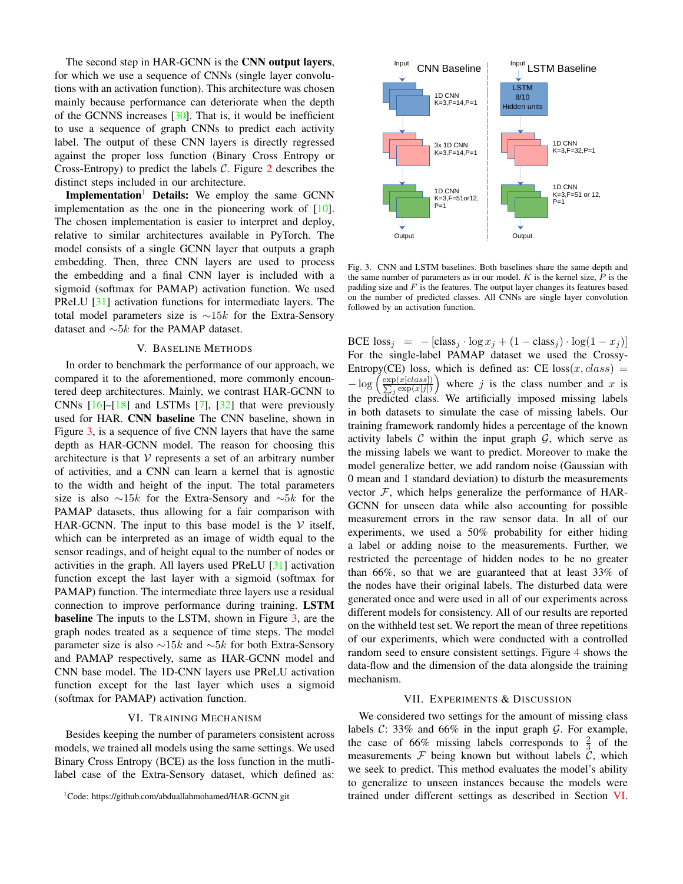The second step in HAR-GCNN is the **CNN output layers**, for which we use a sequence of CNNs (single layer convolutions with an activation function). This architecture was chosen mainly because performance can deteriorate when the depth of the GCNNS increases [30]. That is, it would be inefficient to use a sequence of graph CNNs to predict each activity label. The output of these CNN layers is directly regressed against the proper loss function (Binary Cross Entropy or Cross-Entropy) to predict the labels $\mathcal{C}$. Figure 2 describes the distinct steps included in our architecture.

**Implementation**[1] **Details:** We employ the same GCNN implementation as the one in the pioneering work of [10]. The chosen implementation is easier to interpret and deploy, relative to similar architectures available in PyTorch. The model consists of a single GCNN layer that outputs a graph embedding. Then, three CNN layers are used to process the embedding and a final CNN layer is included with a sigmoid (softmax for PAMAP) activation function. We used PReLU [31] activation functions for intermediate layers. The total model parameters size is $\sim 15k$ for the Extra-Sensory dataset and $\sim 5k$ for the PAMAP dataset.

## V. Baseline Methods

In order to benchmark the performance of our approach, we compared it to the aforementioned, more commonly encountered deep architectures. Mainly, we contrast HAR-GCNN to CNNs [16]–[18] and LSTMs [7], [32] that were previously used for HAR. **CNN baseline** The CNN baseline, shown in Figure 3, is a sequence of five CNN layers that have the same depth as HAR-GCNN model. The reason for choosing this architecture is that $\mathcal{V}$ represents a set of an arbitrary number of activities, and a CNN can learn a kernel that is agnostic to the width and height of the input. The total parameters size is also $\sim 15k$ for the Extra-Sensory and $\sim 5k$ for the PAMAP datasets, thus allowing for a fair comparison with HAR-GCNN. The input to this base model is the $\mathcal{V}$ itself, which can be interpreted as an image of width equal to the sensor readings, and of height equal to the number of nodes or activities in the graph. All layers used PReLU [31] activation function except the last layer with a sigmoid (softmax for PAMAP) function. The intermediate three layers use a residual connection to improve performance during training. **LSTM baseline** The inputs to the LSTM, shown in Figure 3, are the graph nodes treated as a sequence of time steps. The model parameter size is also $\sim 15k$ and $\sim 5k$ for both Extra-Sensory and PAMAP respectively, same as HAR-GCNN model and CNN base model. The 1D-CNN layers use PReLU activation function except for the last layer which uses a sigmoid (softmax for PAMAP) activation function.

Fig. 3. CNN and LSTM baselines. Both baselines share the same depth and the same number of parameters as in our model. $K$ is the kernel size, $P$ is the padding size and $F$ is the features. The output layer changes its features based on the number of predicted classes. All CNNs are single layer convolution followed by an activation function.

## VI. Training Mechanism

Besides keeping the number of parameters consistent across models, we trained all models using the same settings. We used Binary Cross Entropy (BCE) as the loss function in the mutli-label case of the Extra-Sensory dataset, which defined as: $\text{BCE loss}_j = -[\text{class}_j \cdot \log x_j + (1 - \text{class}_j) \cdot \log(1 - x_j)]$ For the single-label PAMAP dataset we used the Crossy-Entropy(CE) loss, which is defined as: $\text{CE loss}(x, class) = -\log\left(\frac{\exp(x[class])}{\sum_j \exp(x[j])}\right)$ where $j$ is the class number and $x$ is the predicted class. We artificially imposed missing labels in both datasets to simulate the case of missing labels. Our training framework randomly hides a percentage of the known activity labels $\mathcal{C}$ within the input graph $\mathcal{G}$, which serve as the missing labels we want to predict. Moreover to make the model generalize better, we add random noise (Gaussian with 0 mean and 1 standard deviation) to disturb the measurements vector $\mathcal{F}$, which helps generalize the performance of HAR-GCNN for unseen data while also accounting for possible measurement errors in the raw sensor data. In all of our experiments, we used a 50% probability for either hiding a label or adding noise to the measurements. Further, we restricted the percentage of hidden nodes to be no greater than 66%, so that we are guaranteed that at least 33% of the nodes have their original labels. The disturbed data were generated once and were used in all of our experiments across different models for consistency. All of our results are reported on the withheld test set. We report the mean of three repetitions of our experiments, which were conducted with a controlled random seed to ensure consistent settings. Figure 4 shows the data-flow and the dimension of the data alongside the training mechanism.

## VII. Experiments & Discussion

We considered two settings for the amount of missing class labels $\mathcal{C}$: 33% and 66% in the input graph $\mathcal{G}$. For example, the case of 66% missing labels corresponds to $\frac{2}{3}$ of the measurements $\mathcal{F}$ being known but without labels $\mathcal{C}$, which we seek to predict. This method evaluates the model's ability to generalize to unseen instances because the models were trained under different settings as described in Section VI.

[1]Code: https://github.com/abduallahmohamed/HAR-GCNN.git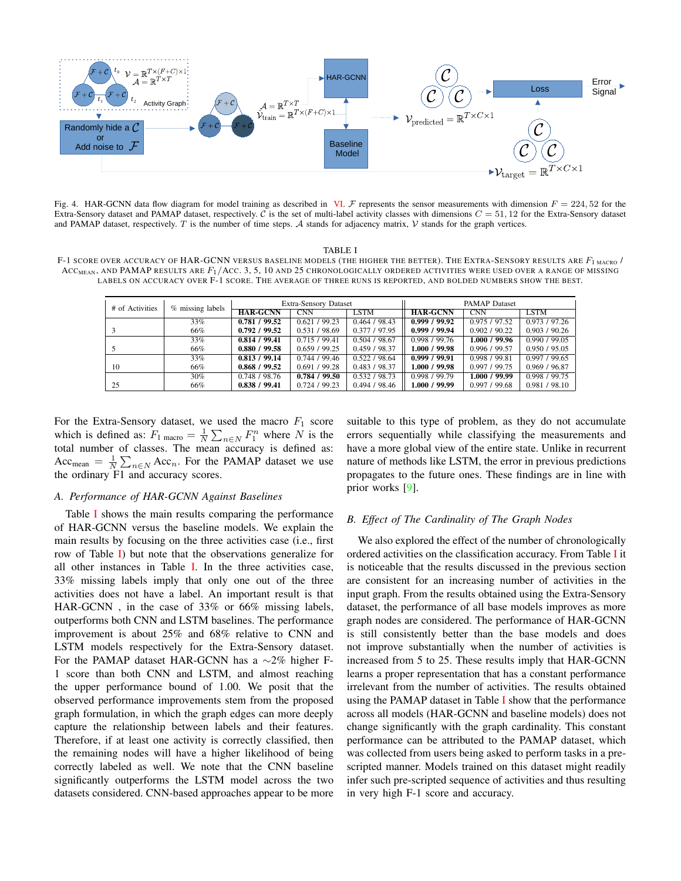Fig. 4. HAR-GCNN data flow diagram for model training as described in VI. $\mathcal{F}$ represents the sensor measurements with dimension $F = 224, 52$ for the Extra-Sensory dataset and PAMAP dataset, respectively. $\mathcal{C}$ is the set of multi-label activity classes with dimensions $C = 51, 12$ for the Extra-Sensory dataset and PAMAP dataset, respectively. $T$ is the number of time steps. $\mathcal{A}$ stands for adjacency matrix, $\mathcal{V}$ stands for the graph vertices.

TABLE I

F-1 SCORE OVER ACCURACY OF HAR-GCNN VERSUS BASELINE MODELS (THE HIGHER THE BETTER). THE EXTRA-SENSORY RESULTS ARE $F_{1\ \text{MACRO}}$ / $\text{ACC}_{\text{MEAN}}$, AND PAMAP RESULTS ARE $F_1$/ACC. 3, 5, 10 AND 25 CHRONOLOGICALLY ORDERED ACTIVITIES WERE USED OVER A RANGE OF MISSING LABELS ON ACCURACY OVER F-1 SCORE. THE AVERAGE OF THREE RUNS IS REPORTED, AND BOLDED NUMBERS SHOW THE BEST.

| # of Activities | % missing labels | Extra-Sensory Dataset | | | PAMAP Dataset | | |
|---|---|---|---|---|---|---|---|
| | | **HAR-GCNN** | CNN | LSTM | **HAR-GCNN** | CNN | LSTM |
| 3 | 33% | **0.781 / 99.52** | 0.621 / 99.23 | 0.464 / 98.43 | **0.999 / 99.92** | 0.975 / 97.52 | 0.973 / 97.26 |
| | 66% | **0.792 / 99.52** | 0.531 / 98.69 | 0.377 / 97.95 | **0.999 / 99.94** | 0.902 / 90.22 | 0.903 / 90.26 |
| 5 | 33% | **0.814 / 99.41** | 0.715 / 99.41 | 0.504 / 98.67 | 0.998 / 99.76 | **1.000 / 99.96** | 0.990 / 99.05 |
| | 66% | **0.880 / 99.58** | 0.659 / 99.25 | 0.459 / 98.37 | **1.000 / 99.98** | 0.996 / 99.57 | 0.950 / 95.05 |
| 10 | 33% | **0.813 / 99.14** | 0.744 / 99.46 | 0.522 / 98.64 | **0.999 / 99.91** | 0.998 / 99.81 | 0.997 / 99.65 |
| | 66% | **0.868 / 99.52** | 0.691 / 99.28 | 0.483 / 98.37 | **1.000 / 99.98** | 0.997 / 99.75 | 0.969 / 96.87 |
| 25 | 30% | 0.748 / 98.76 | **0.784 / 99.50** | 0.532 / 98.73 | 0.998 / 99.79 | **1.000 / 99.99** | 0.998 / 99.75 |
| | 66% | **0.838 / 99.41** | 0.724 / 99.23 | 0.494 / 98.46 | **1.000 / 99.99** | 0.997 / 99.68 | 0.981 / 98.10 |

For the Extra-Sensory dataset, we used the macro $F_1$ score which is defined as: $F_{1\ \text{macro}} = \frac{1}{N}\sum_{n \in N} F_1^n$ where $N$ is the total number of classes. The mean accuracy is defined as: $\text{Acc}_{\text{mean}} = \frac{1}{N}\sum_{n \in N} \text{Acc}_n$. For the PAMAP dataset we use the ordinary F1 and accuracy scores.

### A. Performance of HAR-GCNN Against Baselines

Table I shows the main results comparing the performance of HAR-GCNN versus the baseline models. We explain the main results by focusing on the three activities case (i.e., first row of Table I) but note that the observations generalize for all other instances in Table I. In the three activities case, 33% missing labels imply that only one out of the three activities does not have a label. An important result is that HAR-GCNN , in the case of 33% or 66% missing labels, outperforms both CNN and LSTM baselines. The performance improvement is about 25% and 68% relative to CNN and LSTM models respectively for the Extra-Sensory dataset. For the PAMAP dataset HAR-GCNN has a $\sim$2% higher F-1 score than both CNN and LSTM, and almost reaching the upper performance bound of 1.00. We posit that the observed performance improvements stem from the proposed graph formulation, in which the graph edges can more deeply capture the relationship between labels and their features. Therefore, if at least one activity is correctly classified, then the remaining nodes will have a higher likelihood of being correctly labeled as well. We note that the CNN baseline significantly outperforms the LSTM model across the two datasets considered. CNN-based approaches appear to be more suitable to this type of problem, as they do not accumulate errors sequentially while classifying the measurements and have a more global view of the entire state. Unlike in recurrent nature of methods like LSTM, the error in previous predictions propagates to the future ones. These findings are in line with prior works [9].

### B. Effect of The Cardinality of The Graph Nodes

We also explored the effect of the number of chronologically ordered activities on the classification accuracy. From Table I it is noticeable that the results discussed in the previous section are consistent for an increasing number of activities in the input graph. From the results obtained using the Extra-Sensory dataset, the performance of all base models improves as more graph nodes are considered. The performance of HAR-GCNN is still consistently better than the base models and does not improve substantially when the number of activities is increased from 5 to 25. These results imply that HAR-GCNN learns a proper representation that has a constant performance irrelevant from the number of activities. The results obtained using the PAMAP dataset in Table I show that the performance across all models (HAR-GCNN and baseline models) does not change significantly with the graph cardinality. This constant performance can be attributed to the PAMAP dataset, which was collected from users being asked to perform tasks in a pre-scripted manner. Models trained on this dataset might readily infer such pre-scripted sequence of activities and thus resulting in very high F-1 score and accuracy.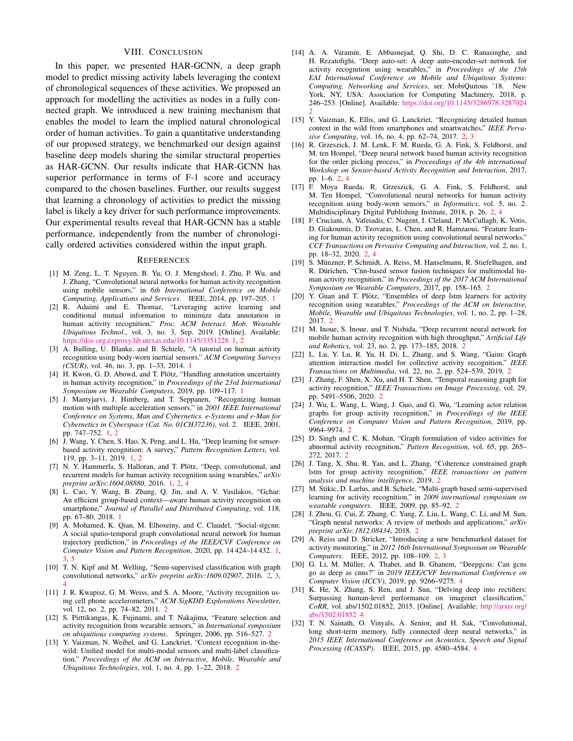## VIII. Conclusion

In this paper, we presented HAR-GCNN, a deep graph model to predict missing activity labels leveraging the context of chronological sequences of these activities. We proposed an approach for modelling the activities as nodes in a fully connected graph. We introduced a new training mechanism that enables the model to learn the implied natural chronological order of human activities. To gain a quantitative understanding of our proposed strategy, we benchmarked our design against baseline deep models sharing the similar structural properties as HAR-GCNN. Our results indicate that HAR-GCNN has superior performance in terms of F-1 score and accuracy compared to the chosen baselines. Further, our results suggest that learning a chronology of activities to predict the missing label is likely a key driver for such performance improvements. Our experimental results reveal that HAR-GCNN has a stable performance, independently from the number of chronologically ordered activities considered within the input graph.

## References

[1] M. Zeng, L. T. Nguyen, B. Yu, O. J. Mengshoel, J. Zhu, P. Wu, and J. Zhang, "Convolutional neural networks for human activity recognition using mobile sensors," in *6th International Conference on Mobile Computing, Applications and Services*. IEEE, 2014, pp. 197–205. 1

[2] R. Adaimi and E. Thomaz, "Leveraging active learning and conditional mutual information to minimize data annotation in human activity recognition," *Proc. ACM Interact. Mob. Wearable Ubiquitous Technol.*, vol. 3, no. 3, Sep. 2019. [Online]. Available: https://doi-org.ezproxy.lib.utexas.edu/10.1145/3351228 1, 2

[3] A. Bulling, U. Blanke, and B. Schiele, "A tutorial on human activity recognition using body-worn inertial sensors," *ACM Computing Surveys (CSUR)*, vol. 46, no. 3, pp. 1–33, 2014. 1

[4] H. Kwon, G. D. Abowd, and T. Plötz, "Handling annotation uncertainty in human activity recognition," in *Proceedings of the 23rd International Symposium on Wearable Computers*, 2019, pp. 109–117. 1

[5] J. Mantyjarvi, J. Himberg, and T. Seppanen, "Recognizing human motion with multiple acceleration sensors," in *2001 IEEE International Conference on Systems, Man and Cybernetics. e-Systems and e-Man for Cybernetics in Cyberspace (Cat. No. 01CH37236)*, vol. 2. IEEE, 2001, pp. 747–752. 1, 2

[6] J. Wang, Y. Chen, S. Hao, X. Peng, and L. Hu, "Deep learning for sensor-based activity recognition: A survey," *Pattern Recognition Letters*, vol. 119, pp. 3–11, 2019. 1, 2

[7] N. Y. Hammerla, S. Halloran, and T. Plötz, "Deep, convolutional, and recurrent models for human activity recognition using wearables," *arXiv preprint arXiv:1604.08880*, 2016. 1, 2, 4

[8] L. Cao, Y. Wang, B. Zhang, Q. Jin, and A. V. Vasilakos, "Gchar: An efficient group-based context—aware human activity recognition on smartphone," *Journal of Parallel and Distributed Computing*, vol. 118, pp. 67–80, 2018. 1

[9] A. Mohamed, K. Qian, M. Elhoseiny, and C. Claudel, "Social-stgcnn: A social spatio-temporal graph convolutional neural network for human trajectory prediction," in *Proceedings of the IEEE/CVF Conference on Computer Vision and Pattern Recognition*, 2020, pp. 14 424–14 432. 1, 3, 5

[10] T. N. Kipf and M. Welling, "Semi-supervised classification with graph convolutional networks," *arXiv preprint arXiv:1609.02907*, 2016. 2, 3, 4

[11] J. R. Kwapisz, G. M. Weiss, and S. A. Moore, "Activity recognition using cell phone accelerometers," *ACM SigKDD Explorations Newsletter*, vol. 12, no. 2, pp. 74–82, 2011. 2

[12] S. Pirttikangas, K. Fujinami, and T. Nakajima, "Feature selection and activity recognition from wearable sensors," in *International symposium on ubiquitious computing systems*. Springer, 2006, pp. 516–527. 2

[13] Y. Vaizman, N. Weibel, and G. Lanckriet, "Context recognition in-the-wild: Unified model for multi-modal sensors and multi-label classification," *Proceedings of the ACM on Interactive, Mobile, Wearable and Ubiquitous Technologies*, vol. 1, no. 4, pp. 1–22, 2018. 2

[14] A. A. Varamin, E. Abbasnejad, Q. Shi, D. C. Ranasinghe, and H. Rezatofighi, "Deep auto-set: A deep auto-encoder-set network for activity recognition using wearables," in *Proceedings of the 15th EAI International Conference on Mobile and Ubiquitous Systems: Computing, Networking and Services*, ser. MobiQuitous '18. New York, NY, USA: Association for Computing Machinery, 2018, p. 246–253. [Online]. Available: https://doi.org/10.1145/3286978.3287024 2

[15] Y. Vaizman, K. Ellis, and G. Lanckriet, "Recognizing detailed human context in the wild from smartphones and smartwatches," *IEEE Pervasive Computing*, vol. 16, no. 4, pp. 62–74, 2017. 2, 3

[16] R. Grzeszick, J. M. Lenk, F. M. Rueda, G. A. Fink, S. Feldhorst, and M. ten Hompel, "Deep neural network based human activity recognition for the order picking process," in *Proceedings of the 4th international Workshop on Sensor-based Activity Recognition and Interaction*, 2017, pp. 1–6. 2, 4

[17] F. Moya Rueda, R. Grzeszick, G. A. Fink, S. Feldhorst, and M. Ten Hompel, "Convolutional neural networks for human activity recognition using body-worn sensors," in *Informatics*, vol. 5, no. 2. Multidisciplinary Digital Publishing Institute, 2018, p. 26. 2, 4

[18] F. Cruciani, A. Vafeiadis, C. Nugent, I. Cleland, P. McCullagh, K. Votis, D. Giakoumis, D. Tzovaras, L. Chen, and R. Hamzaoui, "Feature learning for human activity recognition using convolutional neural networks," *CCF Transactions on Pervasive Computing and Interaction*, vol. 2, no. 1, pp. 18–32, 2020. 2, 4

[19] S. Münzner, P. Schmidt, A. Reiss, M. Hanselmann, R. Stiefelhagen, and R. Dürichen, "Cnn-based sensor fusion techniques for multimodal human activity recognition," in *Proceedings of the 2017 ACM International Symposium on Wearable Computers*, 2017, pp. 158–165. 2

[20] Y. Guan and T. Plötz, "Ensembles of deep lstm learners for activity recognition using wearables," *Proceedings of the ACM on Interactive, Mobile, Wearable and Ubiquitous Technologies*, vol. 1, no. 2, pp. 1–28, 2017. 2

[21] M. Inoue, S. Inoue, and T. Nishida, "Deep recurrent neural network for mobile human activity recognition with high throughput," *Artificial Life and Robotics*, vol. 23, no. 2, pp. 173–185, 2018. 2

[22] L. Lu, Y. Lu, R. Yu, H. Di, L. Zhang, and S. Wang, "Gaim: Graph attention interaction model for collective activity recognition," *IEEE Transactions on Multimedia*, vol. 22, no. 2, pp. 524–539, 2019. 2

[23] J. Zhang, F. Shen, X. Xu, and H. T. Shen, "Temporal reasoning graph for activity recognition," *IEEE Transactions on Image Processing*, vol. 29, pp. 5491–5506, 2020. 2

[24] J. Wu, L. Wang, L. Wang, J. Guo, and G. Wu, "Learning actor relation graphs for group activity recognition," in *Proceedings of the IEEE Conference on Computer Vision and Pattern Recognition*, 2019, pp. 9964–9974. 2

[25] D. Singh and C. K. Mohan, "Graph formulation of video activities for abnormal activity recognition," *Pattern Recognition*, vol. 65, pp. 265–272, 2017. 2

[26] J. Tang, X. Shu, R. Yan, and L. Zhang, "Coherence constrained graph lstm for group activity recognition," *IEEE transactions on pattern analysis and machine intelligence*, 2019. 2

[27] M. Stikic, D. Larlus, and B. Schiele, "Multi-graph based semi-supervised learning for activity recognition," in *2009 international symposium on wearable computers*. IEEE, 2009, pp. 85–92. 2

[28] J. Zhou, G. Cui, Z. Zhang, C. Yang, Z. Liu, L. Wang, C. Li, and M. Sun, "Graph neural networks: A review of methods and applications," *arXiv preprint arXiv:1812.08434*, 2018. 2

[29] A. Reiss and D. Stricker, "Introducing a new benchmarked dataset for activity monitoring," in *2012 16th International Symposium on Wearable Computers*. IEEE, 2012, pp. 108–109. 2, 3

[30] G. Li, M. Müller, A. Thabet, and B. Ghanem, "Deepgcns: Can gcns go as deep as cnns?" in *2019 IEEE/CVF International Conference on Computer Vision (ICCV)*, 2019, pp. 9266–9275. 4

[31] K. He, X. Zhang, S. Ren, and J. Sun, "Delving deep into rectifiers: Surpassing human-level performance on imagenet classification," *CoRR*, vol. abs/1502.01852, 2015. [Online]. Available: http://arxiv.org/abs/1502.01852 4

[32] T. N. Sainath, O. Vinyals, A. Senior, and H. Sak, "Convolutional, long short-term memory, fully connected deep neural networks," in *2015 IEEE International Conference on Acoustics, Speech and Signal Processing (ICASSP)*. IEEE, 2015, pp. 4580–4584. 4